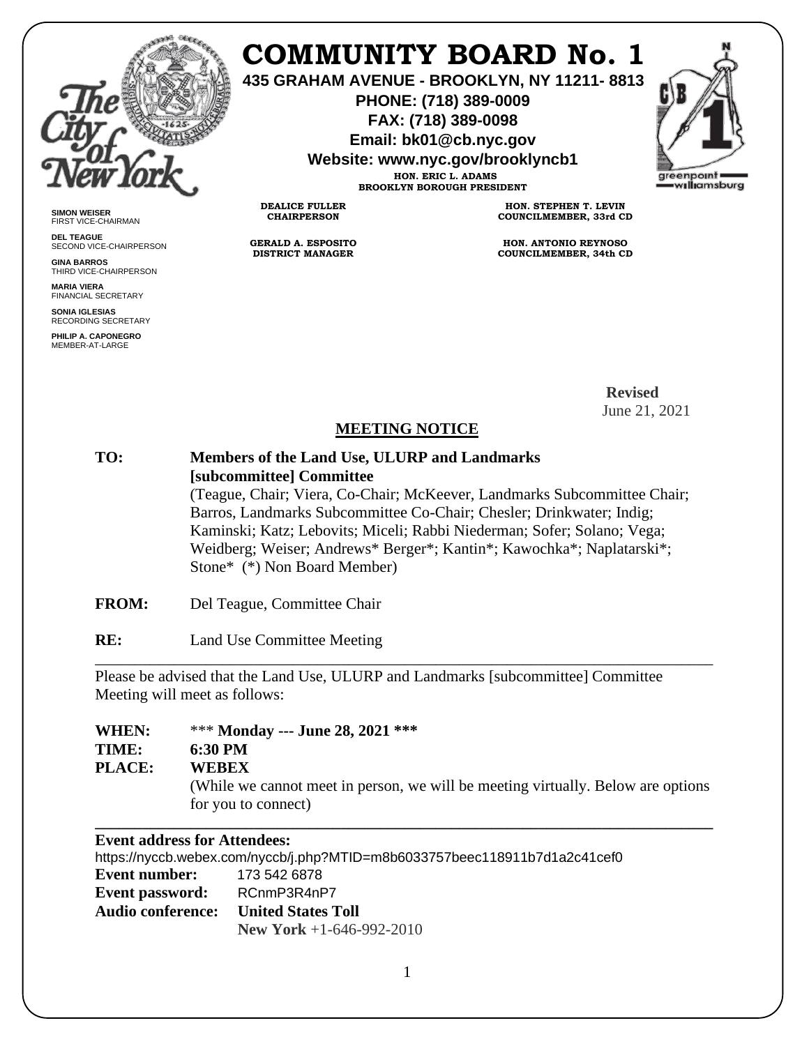# COMMUNITY BOARD No. 1

**435 GRAHAM AVENUE - BROOKLYN, NY 11211- 8813**
**PHONE: (718) 389-0009**
**FAX: (718) 389-0098**
**Email: bk01@cb.nyc.gov**
**Website: www.nyc.gov/brooklyncb1**

**HON. ERIC L. ADAMS**
**BROOKLYN BOROUGH PRESIDENT**

**DEALICE FULLER**
**CHAIRPERSON**

**GERALD A. ESPOSITO**
**DISTRICT MANAGER**

**HON. STEPHEN T. LEVIN**
**COUNCILMEMBER, 33rd CD**

**HON. ANTONIO REYNOSO**
**COUNCILMEMBER, 34th CD**

**SIMON WEISER**
FIRST VICE-CHAIRMAN

**DEL TEAGUE**
SECOND VICE-CHAIRPERSON

**GINA BARROS**
THIRD VICE-CHAIRPERSON

**MARIA VIERA**
FINANCIAL SECRETARY

**SONIA IGLESIAS**
RECORDING SECRETARY

**PHILIP A. CAPONEGRO**
MEMBER-AT-LARGE

**Revised**
June 21, 2021

## MEETING NOTICE

**TO:** **Members of the Land Use, ULURP and Landmarks [subcommittee] Committee**
(Teague, Chair; Viera, Co-Chair; McKeever, Landmarks Subcommittee Chair; Barros, Landmarks Subcommittee Co-Chair; Chesler; Drinkwater; Indig; Kaminski; Katz; Lebovits; Miceli; Rabbi Niederman; Sofer; Solano; Vega; Weidberg; Weiser; Andrews* Berger*; Kantin*; Kawochka*; Naplatarski*; Stone* (*) Non Board Member)

**FROM:** Del Teague, Committee Chair

**RE:** Land Use Committee Meeting

---

Please be advised that the Land Use, ULURP and Landmarks [subcommittee] Committee Meeting will meet as follows:

**WHEN:** *** **Monday --- June 28, 2021** ***
**TIME:** **6:30 PM**
**PLACE:** **WEBEX**
(While we cannot meet in person, we will be meeting virtually. Below are options for you to connect)

---

**Event address for Attendees:**
https://nyccb.webex.com/nyccb/j.php?MTID=m8b6033757beec118911b7d1a2c41cef0
**Event number:** 173 542 6878
**Event password:** RCnmP3R4nP7
**Audio conference:** **United States Toll**
**New York** +1-646-992-2010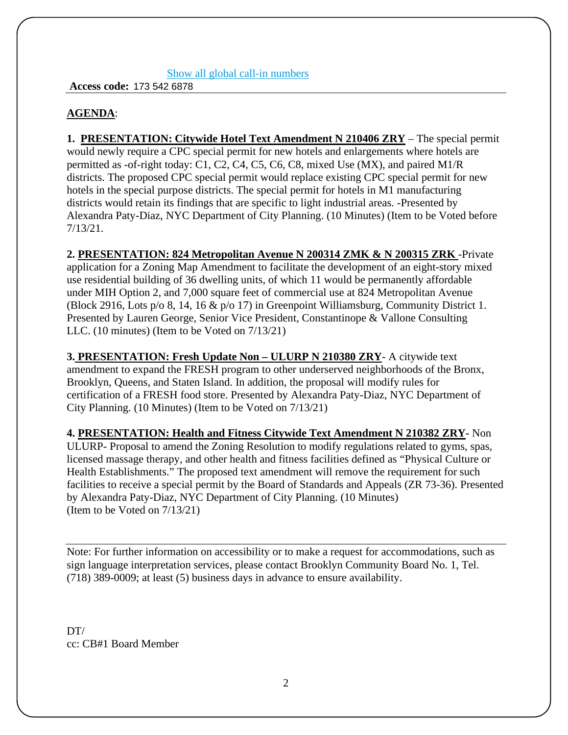Show all global call-in numbers

**Access code:** 173 542 6878

---

**AGENDA**:

**1. PRESENTATION: Citywide Hotel Text Amendment N 210406 ZRY** – The special permit would newly require a CPC special permit for new hotels and enlargements where hotels are permitted as -of-right today: C1, C2, C4, C5, C6, C8, mixed Use (MX), and paired M1/R districts. The proposed CPC special permit would replace existing CPC special permit for new hotels in the special purpose districts. The special permit for hotels in M1 manufacturing districts would retain its findings that are specific to light industrial areas. -Presented by Alexandra Paty-Diaz, NYC Department of City Planning. (10 Minutes) (Item to be Voted before 7/13/21.

**2. PRESENTATION: 824 Metropolitan Avenue N 200314 ZMK & N 200315 ZRK** -Private application for a Zoning Map Amendment to facilitate the development of an eight-story mixed use residential building of 36 dwelling units, of which 11 would be permanently affordable under MIH Option 2, and 7,000 square feet of commercial use at 824 Metropolitan Avenue (Block 2916, Lots p/o 8, 14, 16 & p/o 17) in Greenpoint Williamsburg, Community District 1. Presented by Lauren George, Senior Vice President, Constantinope & Vallone Consulting LLC. (10 minutes) (Item to be Voted on 7/13/21)

**3. PRESENTATION: Fresh Update Non – ULURP N 210380 ZRY**- A citywide text amendment to expand the FRESH program to other underserved neighborhoods of the Bronx, Brooklyn, Queens, and Staten Island. In addition, the proposal will modify rules for certification of a FRESH food store. Presented by Alexandra Paty-Diaz, NYC Department of City Planning. (10 Minutes) (Item to be Voted on 7/13/21)

**4. PRESENTATION: Health and Fitness Citywide Text Amendment N 210382 ZRY**- Non ULURP- Proposal to amend the Zoning Resolution to modify regulations related to gyms, spas, licensed massage therapy, and other health and fitness facilities defined as "Physical Culture or Health Establishments." The proposed text amendment will remove the requirement for such facilities to receive a special permit by the Board of Standards and Appeals (ZR 73-36). Presented by Alexandra Paty-Diaz, NYC Department of City Planning. (10 Minutes)
(Item to be Voted on 7/13/21)

---

Note: For further information on accessibility or to make a request for accommodations, such as sign language interpretation services, please contact Brooklyn Community Board No. 1, Tel. (718) 389-0009; at least (5) business days in advance to ensure availability.

DT/
cc: CB#1 Board Member